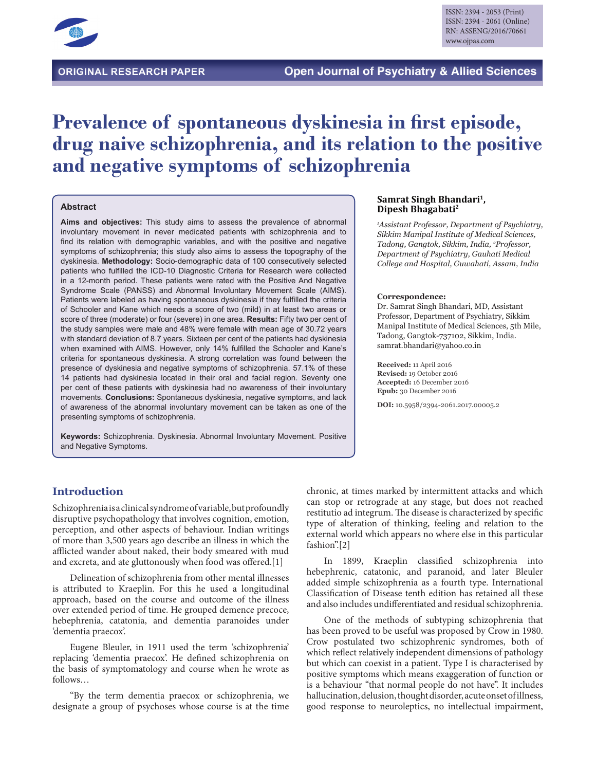ISSN: 2394 - 2053 (Print)
ISSN: 2394 - 2061 (Online)
RN: ASSENG/2016/70661
www.ojpas.com

**ORIGINAL RESEARCH PAPER** — **Open Journal of Psychiatry & Allied Sciences**

# Prevalence of spontaneous dyskinesia in first episode, drug naive schizophrenia, and its relation to the positive and negative symptoms of schizophrenia

**Samrat Singh Bhandari[1], Dipesh Bhagabati[2]**

*[1]Assistant Professor, Department of Psychiatry, Sikkim Manipal Institute of Medical Sciences, Tadong, Gangtok, Sikkim, India, [2]Professor, Department of Psychiatry, Gauhati Medical College and Hospital, Guwahati, Assam, India*

**Correspondence:**
Dr. Samrat Singh Bhandari, MD, Assistant Professor, Department of Psychiatry, Sikkim Manipal Institute of Medical Sciences, 5th Mile, Tadong, Gangtok-737102, Sikkim, India.
samrat.bhandari@yahoo.co.in

**Received:** 11 April 2016
**Revised:** 19 October 2016
**Accepted:** 16 December 2016
**Epub:** 30 December 2016

**DOI:** 10.5958/2394-2061.2017.00005.2

## Abstract

**Aims and objectives:** This study aims to assess the prevalence of abnormal involuntary movement in never medicated patients with schizophrenia and to find its relation with demographic variables, and with the positive and negative symptoms of schizophrenia; this study also aims to assess the topography of the dyskinesia. **Methodology:** Socio-demographic data of 100 consecutively selected patients who fulfilled the ICD-10 Diagnostic Criteria for Research were collected in a 12-month period. These patients were rated with the Positive And Negative Syndrome Scale (PANSS) and Abnormal Involuntary Movement Scale (AIMS). Patients were labeled as having spontaneous dyskinesia if they fulfilled the criteria of Schooler and Kane which needs a score of two (mild) in at least two areas or score of three (moderate) or four (severe) in one area. **Results:** Fifty two per cent of the study samples were male and 48% were female with mean age of 30.72 years with standard deviation of 8.7 years. Sixteen per cent of the patients had dyskinesia when examined with AIMS. However, only 14% fulfilled the Schooler and Kane's criteria for spontaneous dyskinesia. A strong correlation was found between the presence of dyskinesia and negative symptoms of schizophrenia. 57.1% of these 14 patients had dyskinesia located in their oral and facial region. Seventy one per cent of these patients with dyskinesia had no awareness of their involuntary movements. **Conclusions:** Spontaneous dyskinesia, negative symptoms, and lack of awareness of the abnormal involuntary movement can be taken as one of the presenting symptoms of schizophrenia.

**Keywords:** Schizophrenia. Dyskinesia. Abnormal Involuntary Movement. Positive and Negative Symptoms.

## Introduction

Schizophrenia is a clinical syndrome of variable, but profoundly disruptive psychopathology that involves cognition, emotion, perception, and other aspects of behaviour. Indian writings of more than 3,500 years ago describe an illness in which the afflicted wander about naked, their body smeared with mud and excreta, and ate gluttonously when food was offered.[1]

Delineation of schizophrenia from other mental illnesses is attributed to Kraeplin. For this he used a longitudinal approach, based on the course and outcome of the illness over extended period of time. He grouped demence precoce, hebephrenia, catatonia, and dementia paranoides under 'dementia praecox'.

Eugene Bleuler, in 1911 used the term 'schizophrenia' replacing 'dementia praecox'. He defined schizophrenia on the basis of symptomatology and course when he wrote as follows…

"By the term dementia praecox or schizophrenia, we designate a group of psychoses whose course is at the time chronic, at times marked by intermittent attacks and which can stop or retrograde at any stage, but does not reached restitutio ad integrum. The disease is characterized by specific type of alteration of thinking, feeling and relation to the external world which appears no where else in this particular fashion".[2]

In 1899, Kraeplin classified schizophrenia into hebephrenic, catatonic, and paranoid, and later Bleuler added simple schizophrenia as a fourth type. International Classification of Disease tenth edition has retained all these and also includes undifferentiated and residual schizophrenia.

One of the methods of subtyping schizophrenia that has been proved to be useful was proposed by Crow in 1980. Crow postulated two schizophrenic syndromes, both of which reflect relatively independent dimensions of pathology but which can coexist in a patient. Type I is characterised by positive symptoms which means exaggeration of function or is a behaviour "that normal people do not have". It includes hallucination, delusion, thought disorder, acute onset of illness, good response to neuroleptics, no intellectual impairment,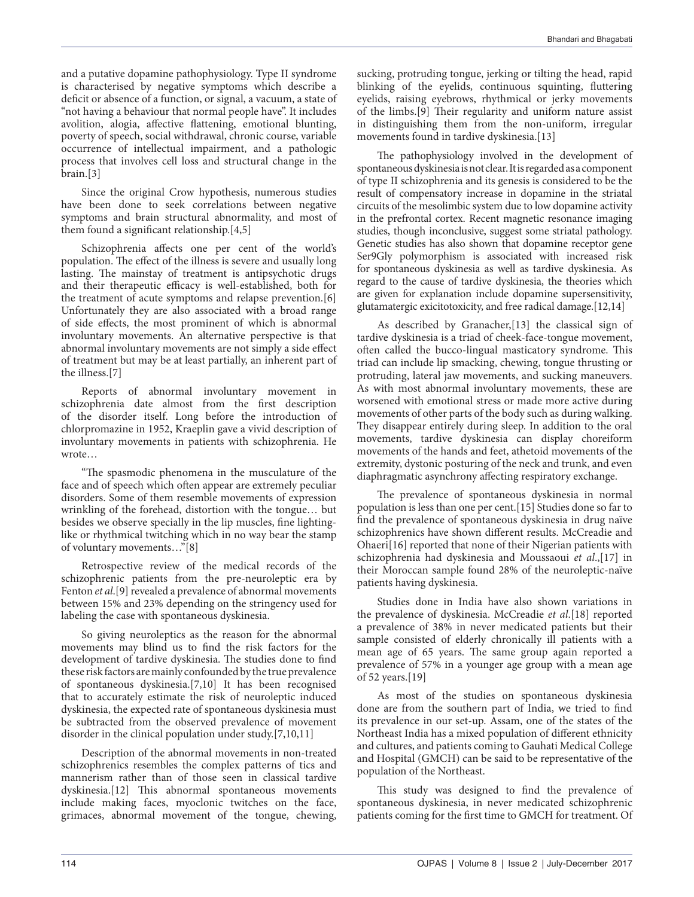and a putative dopamine pathophysiology. Type II syndrome is characterised by negative symptoms which describe a deficit or absence of a function, or signal, a vacuum, a state of "not having a behaviour that normal people have". It includes avolition, alogia, affective flattening, emotional blunting, poverty of speech, social withdrawal, chronic course, variable occurrence of intellectual impairment, and a pathologic process that involves cell loss and structural change in the brain.[3]

Since the original Crow hypothesis, numerous studies have been done to seek correlations between negative symptoms and brain structural abnormality, and most of them found a significant relationship.[4,5]

Schizophrenia affects one per cent of the world's population. The effect of the illness is severe and usually long lasting. The mainstay of treatment is antipsychotic drugs and their therapeutic efficacy is well-established, both for the treatment of acute symptoms and relapse prevention.[6] Unfortunately they are also associated with a broad range of side effects, the most prominent of which is abnormal involuntary movements. An alternative perspective is that abnormal involuntary movements are not simply a side effect of treatment but may be at least partially, an inherent part of the illness.[7]

Reports of abnormal involuntary movement in schizophrenia date almost from the first description of the disorder itself. Long before the introduction of chlorpromazine in 1952, Kraeplin gave a vivid description of involuntary movements in patients with schizophrenia. He wrote…

"The spasmodic phenomena in the musculature of the face and of speech which often appear are extremely peculiar disorders. Some of them resemble movements of expression wrinkling of the forehead, distortion with the tongue… but besides we observe specially in the lip muscles, fine lighting-like or rhythmical twitching which in no way bear the stamp of voluntary movements…"[8]

Retrospective review of the medical records of the schizophrenic patients from the pre-neuroleptic era by Fenton *et al*.[9] revealed a prevalence of abnormal movements between 15% and 23% depending on the stringency used for labeling the case with spontaneous dyskinesia.

So giving neuroleptics as the reason for the abnormal movements may blind us to find the risk factors for the development of tardive dyskinesia. The studies done to find these risk factors are mainly confounded by the true prevalence of spontaneous dyskinesia.[7,10] It has been recognised that to accurately estimate the risk of neuroleptic induced dyskinesia, the expected rate of spontaneous dyskinesia must be subtracted from the observed prevalence of movement disorder in the clinical population under study.[7,10,11]

Description of the abnormal movements in non-treated schizophrenics resembles the complex patterns of tics and mannerism rather than of those seen in classical tardive dyskinesia.[12] This abnormal spontaneous movements include making faces, myoclonic twitches on the face, grimaces, abnormal movement of the tongue, chewing, sucking, protruding tongue, jerking or tilting the head, rapid blinking of the eyelids, continuous squinting, fluttering eyelids, raising eyebrows, rhythmical or jerky movements of the limbs.[9] Their regularity and uniform nature assist in distinguishing them from the non-uniform, irregular movements found in tardive dyskinesia.[13]

The pathophysiology involved in the development of spontaneous dyskinesia is not clear. It is regarded as a component of type II schizophrenia and its genesis is considered to be the result of compensatory increase in dopamine in the striatal circuits of the mesolimbic system due to low dopamine activity in the prefrontal cortex. Recent magnetic resonance imaging studies, though inconclusive, suggest some striatal pathology. Genetic studies has also shown that dopamine receptor gene Ser9Gly polymorphism is associated with increased risk for spontaneous dyskinesia as well as tardive dyskinesia. As regard to the cause of tardive dyskinesia, the theories which are given for explanation include dopamine supersensitivity, glutamatergic exicitotoxicity, and free radical damage.[12,14]

As described by Granacher,[13] the classical sign of tardive dyskinesia is a triad of cheek-face-tongue movement, often called the bucco-lingual masticatory syndrome. This triad can include lip smacking, chewing, tongue thrusting or protruding, lateral jaw movements, and sucking maneuvers. As with most abnormal involuntary movements, these are worsened with emotional stress or made more active during movements of other parts of the body such as during walking. They disappear entirely during sleep. In addition to the oral movements, tardive dyskinesia can display choreiform movements of the hands and feet, athetoid movements of the extremity, dystonic posturing of the neck and trunk, and even diaphragmatic asynchrony affecting respiratory exchange.

The prevalence of spontaneous dyskinesia in normal population is less than one per cent.[15] Studies done so far to find the prevalence of spontaneous dyskinesia in drug naïve schizophrenics have shown different results. McCreadie and Ohaeri[16] reported that none of their Nigerian patients with schizophrenia had dyskinesia and Moussaoui *et al*.,[17] in their Moroccan sample found 28% of the neuroleptic-naïve patients having dyskinesia.

Studies done in India have also shown variations in the prevalence of dyskinesia. McCreadie *et al*.[18] reported a prevalence of 38% in never medicated patients but their sample consisted of elderly chronically ill patients with a mean age of 65 years. The same group again reported a prevalence of 57% in a younger age group with a mean age of 52 years.[19]

As most of the studies on spontaneous dyskinesia done are from the southern part of India, we tried to find its prevalence in our set-up. Assam, one of the states of the Northeast India has a mixed population of different ethnicity and cultures, and patients coming to Gauhati Medical College and Hospital (GMCH) can be said to be representative of the population of the Northeast.

This study was designed to find the prevalence of spontaneous dyskinesia, in never medicated schizophrenic patients coming for the first time to GMCH for treatment. Of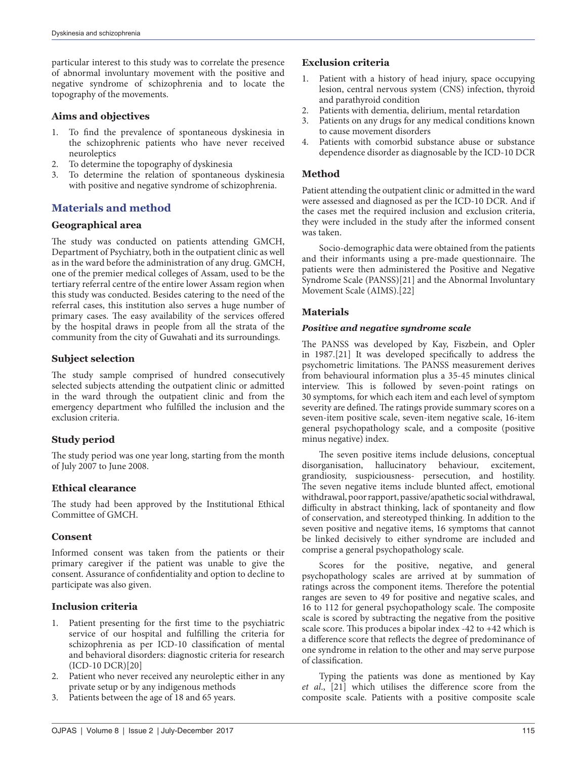particular interest to this study was to correlate the presence of abnormal involuntary movement with the positive and negative syndrome of schizophrenia and to locate the topography of the movements.

### Aims and objectives

1. To find the prevalence of spontaneous dyskinesia in the schizophrenic patients who have never received neuroleptics
2. To determine the topography of dyskinesia
3. To determine the relation of spontaneous dyskinesia with positive and negative syndrome of schizophrenia.

## Materials and method

### Geographical area

The study was conducted on patients attending GMCH, Department of Psychiatry, both in the outpatient clinic as well as in the ward before the administration of any drug. GMCH, one of the premier medical colleges of Assam, used to be the tertiary referral centre of the entire lower Assam region when this study was conducted. Besides catering to the need of the referral cases, this institution also serves a huge number of primary cases. The easy availability of the services offered by the hospital draws in people from all the strata of the community from the city of Guwahati and its surroundings.

### Subject selection

The study sample comprised of hundred consecutively selected subjects attending the outpatient clinic or admitted in the ward through the outpatient clinic and from the emergency department who fulfilled the inclusion and the exclusion criteria.

### Study period

The study period was one year long, starting from the month of July 2007 to June 2008.

### Ethical clearance

The study had been approved by the Institutional Ethical Committee of GMCH.

### Consent

Informed consent was taken from the patients or their primary caregiver if the patient was unable to give the consent. Assurance of confidentiality and option to decline to participate was also given.

### Inclusion criteria

1. Patient presenting for the first time to the psychiatric service of our hospital and fulfilling the criteria for schizophrenia as per ICD-10 classification of mental and behavioral disorders: diagnostic criteria for research (ICD-10 DCR)[20]
2. Patient who never received any neuroleptic either in any private setup or by any indigenous methods
3. Patients between the age of 18 and 65 years.

### Exclusion criteria

1. Patient with a history of head injury, space occupying lesion, central nervous system (CNS) infection, thyroid and parathyroid condition
2. Patients with dementia, delirium, mental retardation
3. Patients on any drugs for any medical conditions known to cause movement disorders
4. Patients with comorbid substance abuse or substance dependence disorder as diagnosable by the ICD-10 DCR

### Method

Patient attending the outpatient clinic or admitted in the ward were assessed and diagnosed as per the ICD-10 DCR. And if the cases met the required inclusion and exclusion criteria, they were included in the study after the informed consent was taken.

Socio-demographic data were obtained from the patients and their informants using a pre-made questionnaire. The patients were then administered the Positive and Negative Syndrome Scale (PANSS)[21] and the Abnormal Involuntary Movement Scale (AIMS).[22]

### Materials

#### *Positive and negative syndrome scale*

The PANSS was developed by Kay, Fiszbein, and Opler in 1987.[21] It was developed specifically to address the psychometric limitations. The PANSS measurement derives from behavioural information plus a 35-45 minutes clinical interview. This is followed by seven-point ratings on 30 symptoms, for which each item and each level of symptom severity are defined. The ratings provide summary scores on a seven-item positive scale, seven-item negative scale, 16-item general psychopathology scale, and a composite (positive minus negative) index.

The seven positive items include delusions, conceptual disorganisation, hallucinatory behaviour, excitement, grandiosity, suspiciousness- persecution, and hostility. The seven negative items include blunted affect, emotional withdrawal, poor rapport, passive/apathetic social withdrawal, difficulty in abstract thinking, lack of spontaneity and flow of conservation, and stereotyped thinking. In addition to the seven positive and negative items, 16 symptoms that cannot be linked decisively to either syndrome are included and comprise a general psychopathology scale.

Scores for the positive, negative, and general psychopathology scales are arrived at by summation of ratings across the component items. Therefore the potential ranges are seven to 49 for positive and negative scales, and 16 to 112 for general psychopathology scale. The composite scale is scored by subtracting the negative from the positive scale score. This produces a bipolar index -42 to +42 which is a difference score that reflects the degree of predominance of one syndrome in relation to the other and may serve purpose of classification.

Typing the patients was done as mentioned by Kay *et al.*, [21] which utilises the difference score from the composite scale. Patients with a positive composite scale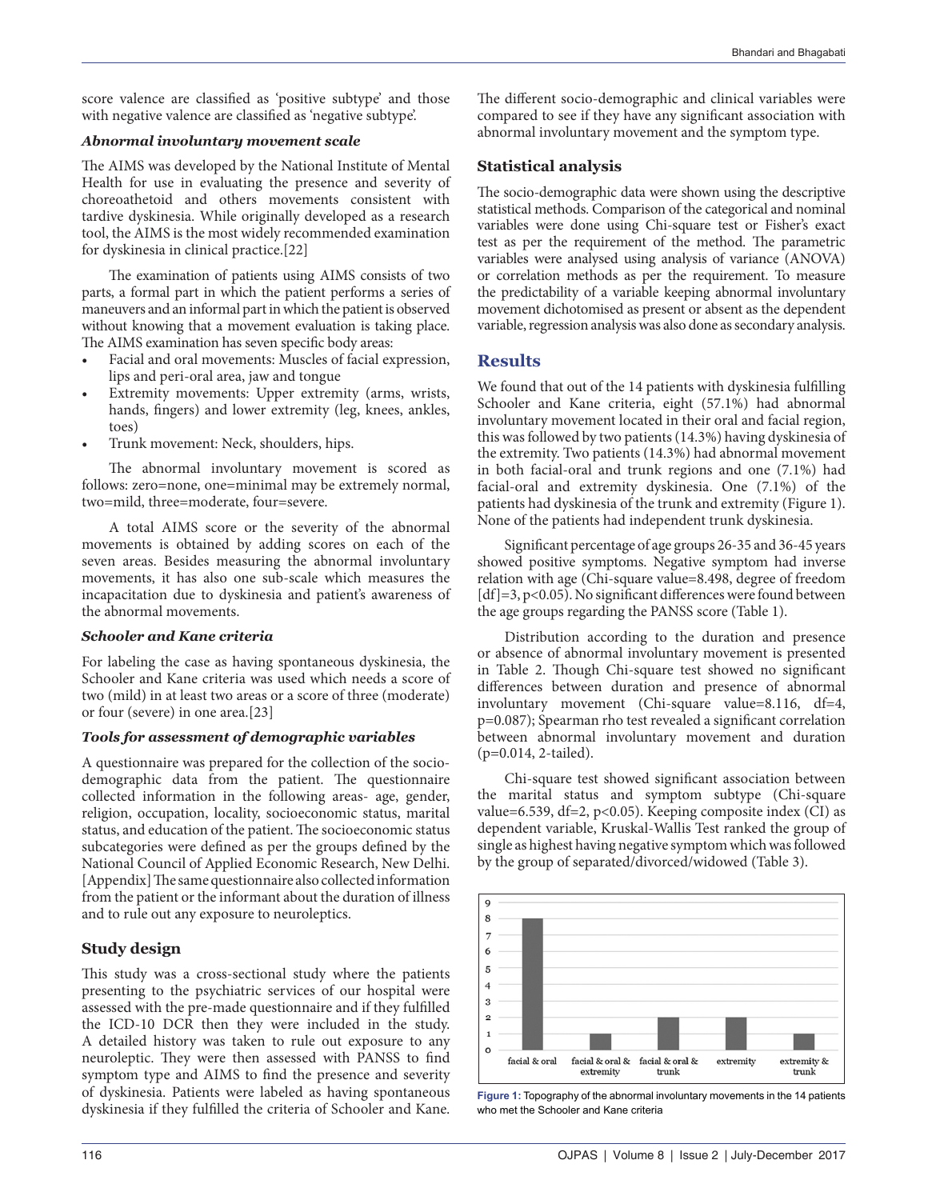score valence are classified as 'positive subtype' and those with negative valence are classified as 'negative subtype'.

#### *Abnormal involuntary movement scale*

The AIMS was developed by the National Institute of Mental Health for use in evaluating the presence and severity of choreoathetoid and others movements consistent with tardive dyskinesia. While originally developed as a research tool, the AIMS is the most widely recommended examination for dyskinesia in clinical practice.[22]

The examination of patients using AIMS consists of two parts, a formal part in which the patient performs a series of maneuvers and an informal part in which the patient is observed without knowing that a movement evaluation is taking place. The AIMS examination has seven specific body areas:

- Facial and oral movements: Muscles of facial expression, lips and peri-oral area, jaw and tongue
- Extremity movements: Upper extremity (arms, wrists, hands, fingers) and lower extremity (leg, knees, ankles, toes)
- Trunk movement: Neck, shoulders, hips.

The abnormal involuntary movement is scored as follows: zero=none, one=minimal may be extremely normal, two=mild, three=moderate, four=severe.

A total AIMS score or the severity of the abnormal movements is obtained by adding scores on each of the seven areas. Besides measuring the abnormal involuntary movements, it has also one sub-scale which measures the incapacitation due to dyskinesia and patient's awareness of the abnormal movements.

#### *Schooler and Kane criteria*

For labeling the case as having spontaneous dyskinesia, the Schooler and Kane criteria was used which needs a score of two (mild) in at least two areas or a score of three (moderate) or four (severe) in one area.[23]

#### *Tools for assessment of demographic variables*

A questionnaire was prepared for the collection of the socio-demographic data from the patient. The questionnaire collected information in the following areas- age, gender, religion, occupation, locality, socioeconomic status, marital status, and education of the patient. The socioeconomic status subcategories were defined as per the groups defined by the National Council of Applied Economic Research, New Delhi. [Appendix] The same questionnaire also collected information from the patient or the informant about the duration of illness and to rule out any exposure to neuroleptics.

### Study design

This study was a cross-sectional study where the patients presenting to the psychiatric services of our hospital were assessed with the pre-made questionnaire and if they fulfilled the ICD-10 DCR then they were included in the study. A detailed history was taken to rule out exposure to any neuroleptic. They were then assessed with PANSS to find symptom type and AIMS to find the presence and severity of dyskinesia. Patients were labeled as having spontaneous dyskinesia if they fulfilled the criteria of Schooler and Kane.

The different socio-demographic and clinical variables were compared to see if they have any significant association with abnormal involuntary movement and the symptom type.

### Statistical analysis

The socio-demographic data were shown using the descriptive statistical methods. Comparison of the categorical and nominal variables were done using Chi-square test or Fisher's exact test as per the requirement of the method. The parametric variables were analysed using analysis of variance (ANOVA) or correlation methods as per the requirement. To measure the predictability of a variable keeping abnormal involuntary movement dichotomised as present or absent as the dependent variable, regression analysis was also done as secondary analysis.

## Results

We found that out of the 14 patients with dyskinesia fulfilling Schooler and Kane criteria, eight (57.1%) had abnormal involuntary movement located in their oral and facial region, this was followed by two patients (14.3%) having dyskinesia of the extremity. Two patients (14.3%) had abnormal movement in both facial-oral and trunk regions and one (7.1%) had facial-oral and extremity dyskinesia. One (7.1%) of the patients had dyskinesia of the trunk and extremity (Figure 1). None of the patients had independent trunk dyskinesia.

Significant percentage of age groups 26-35 and 36-45 years showed positive symptoms. Negative symptom had inverse relation with age (Chi-square value=8.498, degree of freedom [df]=3, $p<0.05$). No significant differences were found between the age groups regarding the PANSS score (Table 1).

Distribution according to the duration and presence or absence of abnormal involuntary movement is presented in Table 2. Though Chi-square test showed no significant differences between duration and presence of abnormal involuntary movement (Chi-square value=8.116, df=4, $p=0.087$); Spearman rho test revealed a significant correlation between abnormal involuntary movement and duration ($p=0.014$, 2-tailed).

Chi-square test showed significant association between the marital status and symptom subtype (Chi-square value=6.539, df=2, $p<0.05$). Keeping composite index (CI) as dependent variable, Kruskal-Wallis Test ranked the group of single as highest having negative symptom which was followed by the group of separated/divorced/widowed (Table 3).

**Figure 1:** Topography of the abnormal involuntary movements in the 14 patients who met the Schooler and Kane criteria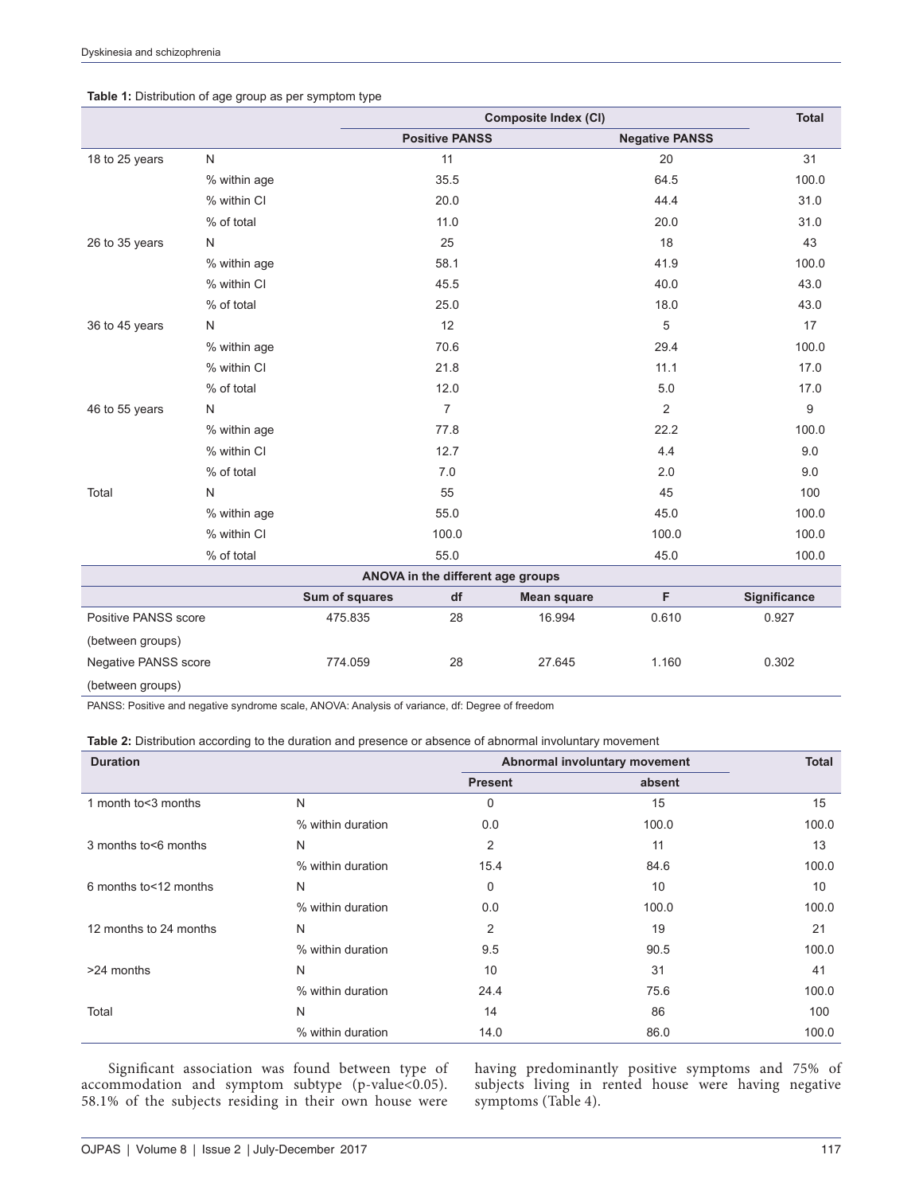**Table 1:** Distribution of age group as per symptom type

| | | Composite Index (CI) | | | | Total |
|---|---|---|---|---|---|---|
| | | Positive PANSS | | Negative PANSS | | |
| 18 to 25 years | N | 11 | | 20 | | 31 |
| | % within age | 35.5 | | 64.5 | | 100.0 |
| | % within CI | 20.0 | | 44.4 | | 31.0 |
| | % of total | 11.0 | | 20.0 | | 31.0 |
| 26 to 35 years | N | 25 | | 18 | | 43 |
| | % within age | 58.1 | | 41.9 | | 100.0 |
| | % within CI | 45.5 | | 40.0 | | 43.0 |
| | % of total | 25.0 | | 18.0 | | 43.0 |
| 36 to 45 years | N | 12 | | 5 | | 17 |
| | % within age | 70.6 | | 29.4 | | 100.0 |
| | % within CI | 21.8 | | 11.1 | | 17.0 |
| | % of total | 12.0 | | 5.0 | | 17.0 |
| 46 to 55 years | N | 7 | | 2 | | 9 |
| | % within age | 77.8 | | 22.2 | | 100.0 |
| | % within CI | 12.7 | | 4.4 | | 9.0 |
| | % of total | 7.0 | | 2.0 | | 9.0 |
| Total | N | 55 | | 45 | | 100 |
| | % within age | 55.0 | | 45.0 | | 100.0 |
| | % within CI | 100.0 | | 100.0 | | 100.0 |
| | % of total | 55.0 | | 45.0 | | 100.0 |
| **ANOVA in the different age groups** | | | | | | |
| | Sum of squares | df | Mean square | F | | Significance |
| Positive PANSS score (between groups) | 475.835 | 28 | 16.994 | 0.610 | | 0.927 |
| Negative PANSS score (between groups) | 774.059 | 28 | 27.645 | 1.160 | | 0.302 |

PANSS: Positive and negative syndrome scale, ANOVA: Analysis of variance, df: Degree of freedom

**Table 2:** Distribution according to the duration and presence or absence of abnormal involuntary movement

| Duration | | Abnormal involuntary movement | | Total |
|---|---|---|---|---|
| | | Present | absent | |
| 1 month to<3 months | N | 0 | 15 | 15 |
| | % within duration | 0.0 | 100.0 | 100.0 |
| 3 months to<6 months | N | 2 | 11 | 13 |
| | % within duration | 15.4 | 84.6 | 100.0 |
| 6 months to<12 months | N | 0 | 10 | 10 |
| | % within duration | 0.0 | 100.0 | 100.0 |
| 12 months to 24 months | N | 2 | 19 | 21 |
| | % within duration | 9.5 | 90.5 | 100.0 |
| >24 months | N | 10 | 31 | 41 |
| | % within duration | 24.4 | 75.6 | 100.0 |
| Total | N | 14 | 86 | 100 |
| | % within duration | 14.0 | 86.0 | 100.0 |

Significant association was found between type of accommodation and symptom subtype ($p$-value<0.05). 58.1% of the subjects residing in their own house were having predominantly positive symptoms and 75% of subjects living in rented house were having negative symptoms (Table 4).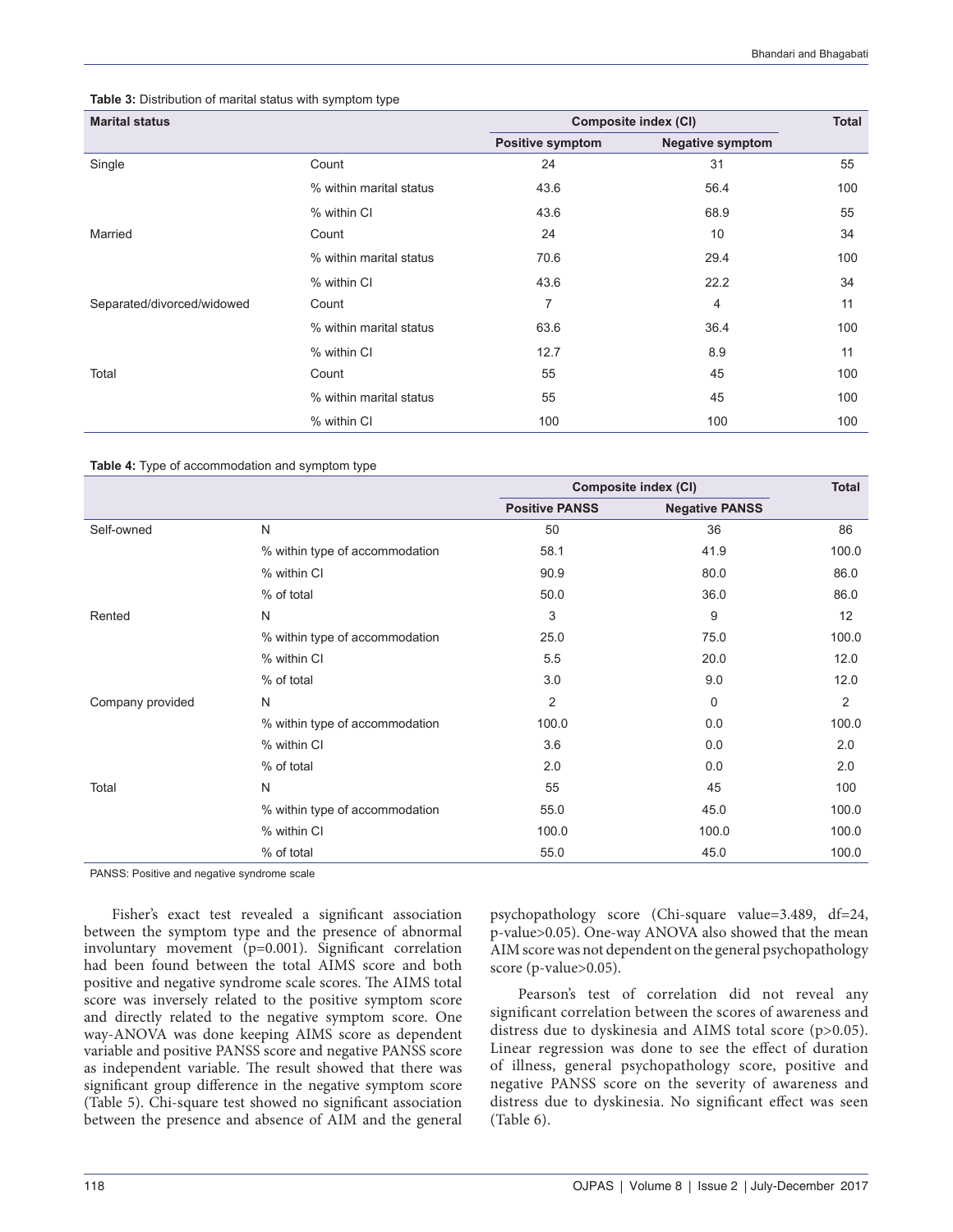**Table 3:** Distribution of marital status with symptom type

| Marital status | | Composite index (CI) | | Total |
|---|---|---|---|---|
| | | Positive symptom | Negative symptom | |
| Single | Count | 24 | 31 | 55 |
| | % within marital status | 43.6 | 56.4 | 100 |
| | % within CI | 43.6 | 68.9 | 55 |
| Married | Count | 24 | 10 | 34 |
| | % within marital status | 70.6 | 29.4 | 100 |
| | % within CI | 43.6 | 22.2 | 34 |
| Separated/divorced/widowed | Count | 7 | 4 | 11 |
| | % within marital status | 63.6 | 36.4 | 100 |
| | % within CI | 12.7 | 8.9 | 11 |
| Total | Count | 55 | 45 | 100 |
| | % within marital status | 55 | 45 | 100 |
| | % within CI | 100 | 100 | 100 |

**Table 4:** Type of accommodation and symptom type

| | | Composite index (CI) | | Total |
|---|---|---|---|---|
| | | Positive PANSS | Negative PANSS | |
| Self-owned | N | 50 | 36 | 86 |
| | % within type of accommodation | 58.1 | 41.9 | 100.0 |
| | % within CI | 90.9 | 80.0 | 86.0 |
| | % of total | 50.0 | 36.0 | 86.0 |
| Rented | N | 3 | 9 | 12 |
| | % within type of accommodation | 25.0 | 75.0 | 100.0 |
| | % within CI | 5.5 | 20.0 | 12.0 |
| | % of total | 3.0 | 9.0 | 12.0 |
| Company provided | N | 2 | 0 | 2 |
| | % within type of accommodation | 100.0 | 0.0 | 100.0 |
| | % within CI | 3.6 | 0.0 | 2.0 |
| | % of total | 2.0 | 0.0 | 2.0 |
| Total | N | 55 | 45 | 100 |
| | % within type of accommodation | 55.0 | 45.0 | 100.0 |
| | % within CI | 100.0 | 100.0 | 100.0 |
| | % of total | 55.0 | 45.0 | 100.0 |

PANSS: Positive and negative syndrome scale

Fisher's exact test revealed a significant association between the symptom type and the presence of abnormal involuntary movement ($p=0.001$). Significant correlation had been found between the total AIMS score and both positive and negative syndrome scale scores. The AIMS total score was inversely related to the positive symptom score and directly related to the negative symptom score. One way-ANOVA was done keeping AIMS score as dependent variable and positive PANSS score and negative PANSS score as independent variable. The result showed that there was significant group difference in the negative symptom score (Table 5). Chi-square test showed no significant association between the presence and absence of AIM and the general psychopathology score (Chi-square value=3.489, df=24, p-value>0.05). One-way ANOVA also showed that the mean AIM score was not dependent on the general psychopathology score (p-value>0.05).

Pearson's test of correlation did not reveal any significant correlation between the scores of awareness and distress due to dyskinesia and AIMS total score ($p>0.05$). Linear regression was done to see the effect of duration of illness, general psychopathology score, positive and negative PANSS score on the severity of awareness and distress due to dyskinesia. No significant effect was seen (Table 6).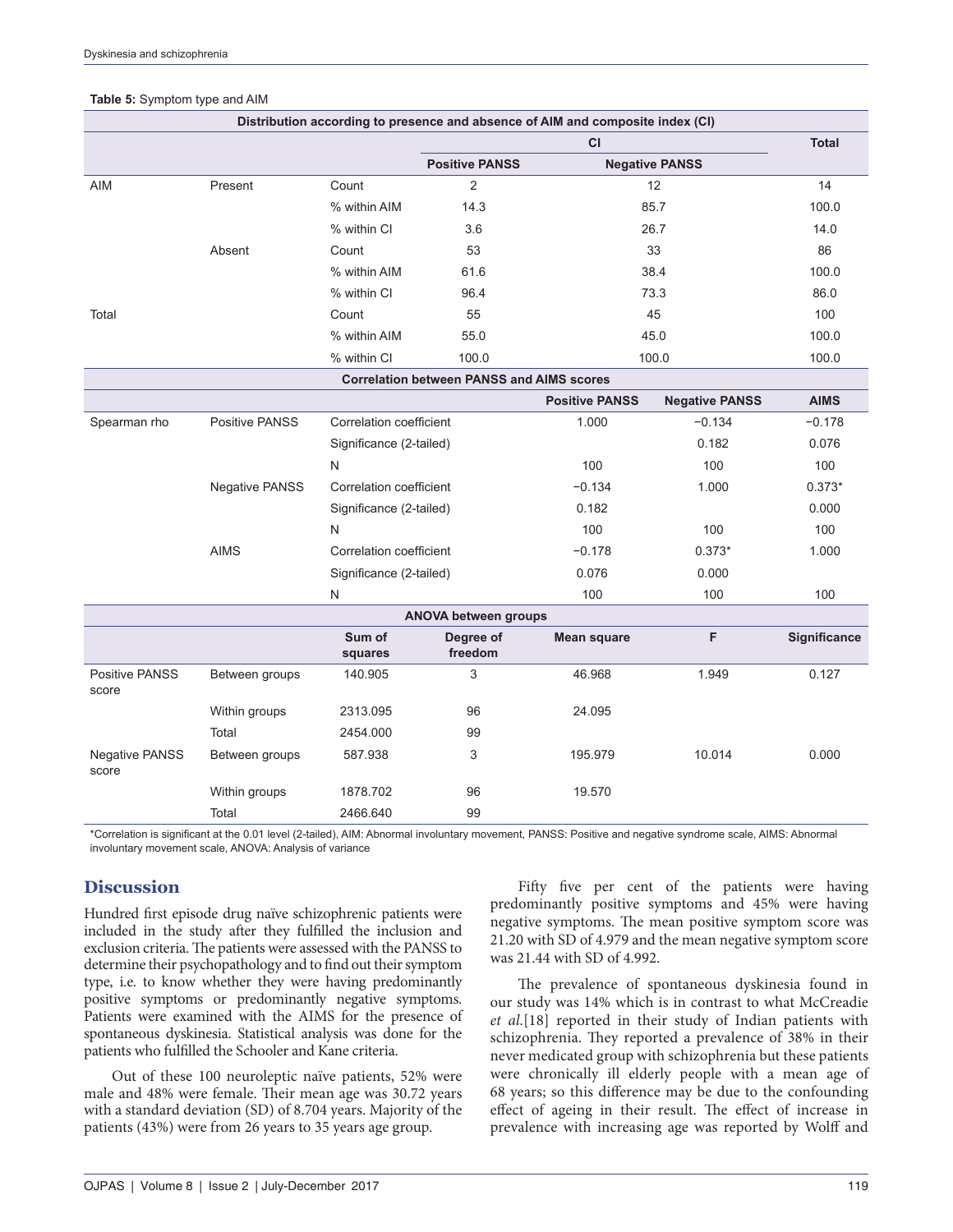**Table 5:** Symptom type and AIM

| Distribution according to presence and absence of AIM and composite index (CI) | | | | | |
|---|---|---|---|---|---|
| | | | CI | | Total |
| | | | Positive PANSS | Negative PANSS | |
| AIM | Present | Count | 2 | 12 | 14 |
| | | % within AIM | 14.3 | 85.7 | 100.0 |
| | | % within CI | 3.6 | 26.7 | 14.0 |
| | Absent | Count | 53 | 33 | 86 |
| | | % within AIM | 61.6 | 38.4 | 100.0 |
| | | % within CI | 96.4 | 73.3 | 86.0 |
| Total | | Count | 55 | 45 | 100 |
| | | % within AIM | 55.0 | 45.0 | 100.0 |
| | | % within CI | 100.0 | 100.0 | 100.0 |

| Correlation between PANSS and AIMS scores | | | | | |
|---|---|---|---|---|---|
| | | | Positive PANSS | Negative PANSS | AIMS |
| Spearman rho | Positive PANSS | Correlation coefficient | 1.000 | −0.134 | −0.178 |
| | | Significance (2-tailed) | | 0.182 | 0.076 |
| | | N | 100 | 100 | 100 |
| | Negative PANSS | Correlation coefficient | −0.134 | 1.000 | 0.373* |
| | | Significance (2-tailed) | 0.182 | | 0.000 |
| | | N | 100 | 100 | 100 |
| | AIMS | Correlation coefficient | −0.178 | 0.373* | 1.000 |
| | | Significance (2-tailed) | 0.076 | 0.000 | |
| | | N | 100 | 100 | 100 |

| ANOVA between groups | | | | | | |
|---|---|---|---|---|---|---|
| | | Sum of squares | Degree of freedom | Mean square | F | Significance |
| Positive PANSS score | Between groups | 140.905 | 3 | 46.968 | 1.949 | 0.127 |
| | Within groups | 2313.095 | 96 | 24.095 | | |
| | Total | 2454.000 | 99 | | | |
| Negative PANSS score | Between groups | 587.938 | 3 | 195.979 | 10.014 | 0.000 |
| | Within groups | 1878.702 | 96 | 19.570 | | |
| | Total | 2466.640 | 99 | | | |

*Correlation is significant at the 0.01 level (2-tailed), AIM: Abnormal involuntary movement, PANSS: Positive and negative syndrome scale, AIMS: Abnormal involuntary movement scale, ANOVA: Analysis of variance

## Discussion

Hundred first episode drug naïve schizophrenic patients were included in the study after they fulfilled the inclusion and exclusion criteria. The patients were assessed with the PANSS to determine their psychopathology and to find out their symptom type, i.e. to know whether they were having predominantly positive symptoms or predominantly negative symptoms. Patients were examined with the AIMS for the presence of spontaneous dyskinesia. Statistical analysis was done for the patients who fulfilled the Schooler and Kane criteria.

Out of these 100 neuroleptic naïve patients, 52% were male and 48% were female. Their mean age was 30.72 years with a standard deviation (SD) of 8.704 years. Majority of the patients (43%) were from 26 years to 35 years age group.

Fifty five per cent of the patients were having predominantly positive symptoms and 45% were having negative symptoms. The mean positive symptom score was 21.20 with SD of 4.979 and the mean negative symptom score was 21.44 with SD of 4.992.

The prevalence of spontaneous dyskinesia found in our study was 14% which is in contrast to what McCreadie *et al.*[18] reported in their study of Indian patients with schizophrenia. They reported a prevalence of 38% in their never medicated group with schizophrenia but these patients were chronically ill elderly people with a mean age of 68 years; so this difference may be due to the confounding effect of ageing in their result. The effect of increase in prevalence with increasing age was reported by Wolff and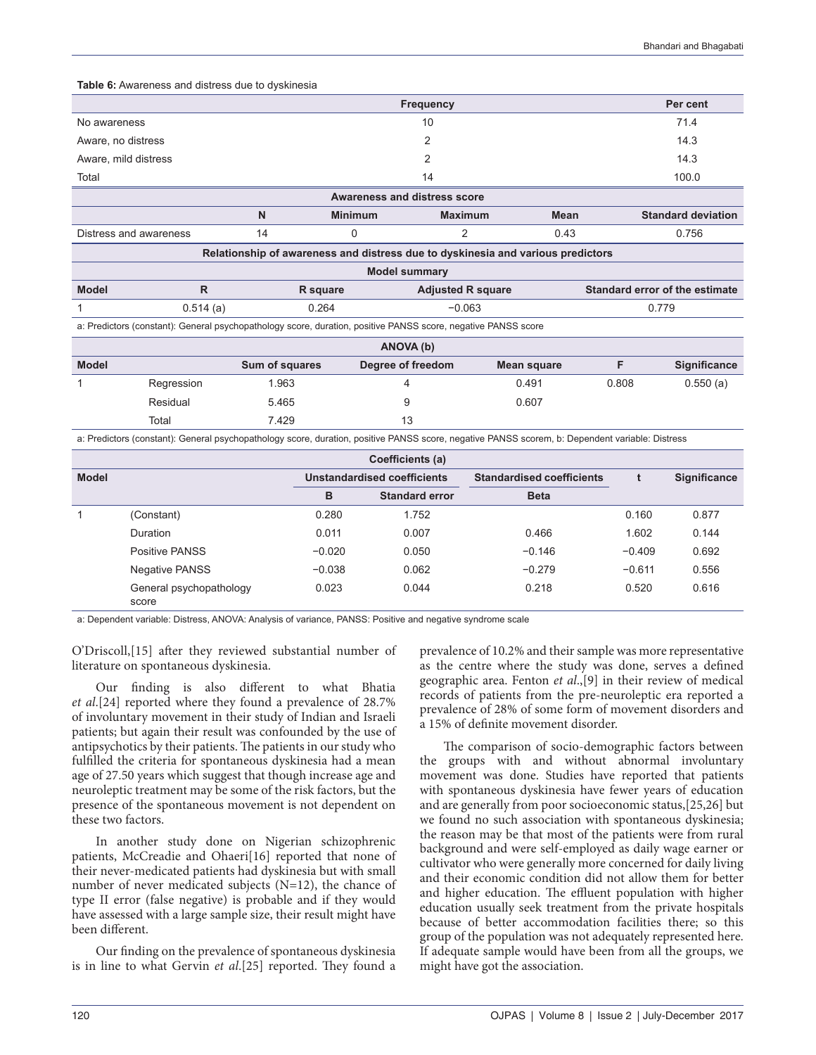**Table 6:** Awareness and distress due to dyskinesia

| | Frequency | Per cent |
|---|---|---|
| No awareness | 10 | 71.4 |
| Aware, no distress | 2 | 14.3 |
| Aware, mild distress | 2 | 14.3 |
| Total | 14 | 100.0 |

**Awareness and distress score**

| | N | Minimum | Maximum | Mean | Standard deviation |
|---|---|---|---|---|---|
| Distress and awareness | 14 | 0 | 2 | 0.43 | 0.756 |

**Relationship of awareness and distress due to dyskinesia and various predictors**

**Model summary**

| Model | R | R square | Adjusted R square | Standard error of the estimate |
|---|---|---|---|---|
| 1 | 0.514 (a) | 0.264 | −0.063 | 0.779 |

a: Predictors (constant): General psychopathology score, duration, positive PANSS score, negative PANSS score

**ANOVA (b)**

| Model | | Sum of squares | Degree of freedom | Mean square | F | Significance |
|---|---|---|---|---|---|---|
| 1 | Regression | 1.963 | 4 | 0.491 | 0.808 | 0.550 (a) |
| | Residual | 5.465 | 9 | 0.607 | | |
| | Total | 7.429 | 13 | | | |

a: Predictors (constant): General psychopathology score, duration, positive PANSS score, negative PANSS scorem, b: Dependent variable: Distress

**Coefficients (a)**

| Model | | Unstandardised coefficients | | Standardised coefficients | t | Significance |
|---|---|---|---|---|---|---|
| | | B | Standard error | Beta | | |
| 1 | (Constant) | 0.280 | 1.752 | | 0.160 | 0.877 |
| | Duration | 0.011 | 0.007 | 0.466 | 1.602 | 0.144 |
| | Positive PANSS | −0.020 | 0.050 | −0.146 | −0.409 | 0.692 |
| | Negative PANSS | −0.038 | 0.062 | −0.279 | −0.611 | 0.556 |
| | General psychopathology score | 0.023 | 0.044 | 0.218 | 0.520 | 0.616 |

a: Dependent variable: Distress, ANOVA: Analysis of variance, PANSS: Positive and negative syndrome scale

O'Driscoll,[15] after they reviewed substantial number of literature on spontaneous dyskinesia.

Our finding is also different to what Bhatia *et al.*[24] reported where they found a prevalence of 28.7% of involuntary movement in their study of Indian and Israeli patients; but again their result was confounded by the use of antipsychotics by their patients. The patients in our study who fulfilled the criteria for spontaneous dyskinesia had a mean age of 27.50 years which suggest that though increase age and neuroleptic treatment may be some of the risk factors, but the presence of the spontaneous movement is not dependent on these two factors.

In another study done on Nigerian schizophrenic patients, McCreadie and Ohaeri[16] reported that none of their never-medicated patients had dyskinesia but with small number of never medicated subjects (N=12), the chance of type II error (false negative) is probable and if they would have assessed with a large sample size, their result might have been different.

Our finding on the prevalence of spontaneous dyskinesia is in line to what Gervin *et al.*[25] reported. They found a prevalence of 10.2% and their sample was more representative as the centre where the study was done, serves a defined geographic area. Fenton *et al.*,[9] in their review of medical records of patients from the pre-neuroleptic era reported a prevalence of 28% of some form of movement disorders and a 15% of definite movement disorder.

The comparison of socio-demographic factors between the groups with and without abnormal involuntary movement was done. Studies have reported that patients with spontaneous dyskinesia have fewer years of education and are generally from poor socioeconomic status,[25,26] but we found no such association with spontaneous dyskinesia; the reason may be that most of the patients were from rural background and were self-employed as daily wage earner or cultivator who were generally more concerned for daily living and their economic condition did not allow them for better and higher education. The effluent population with higher education usually seek treatment from the private hospitals because of better accommodation facilities there; so this group of the population was not adequately represented here. If adequate sample would have been from all the groups, we might have got the association.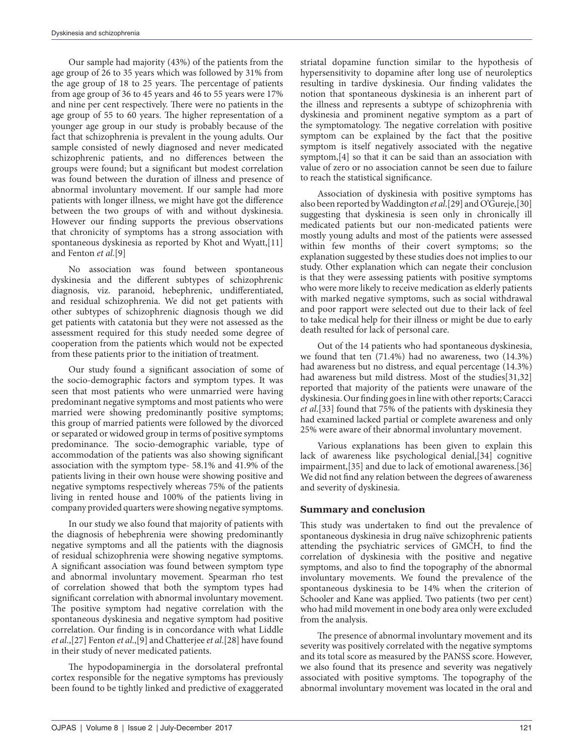Our sample had majority (43%) of the patients from the age group of 26 to 35 years which was followed by 31% from the age group of 18 to 25 years. The percentage of patients from age group of 36 to 45 years and 46 to 55 years were 17% and nine per cent respectively. There were no patients in the age group of 55 to 60 years. The higher representation of a younger age group in our study is probably because of the fact that schizophrenia is prevalent in the young adults. Our sample consisted of newly diagnosed and never medicated schizophrenic patients, and no differences between the groups were found; but a significant but modest correlation was found between the duration of illness and presence of abnormal involuntary movement. If our sample had more patients with longer illness, we might have got the difference between the two groups of with and without dyskinesia. However our finding supports the previous observations that chronicity of symptoms has a strong association with spontaneous dyskinesia as reported by Khot and Wyatt,[11] and Fenton *et al.*[9]

No association was found between spontaneous dyskinesia and the different subtypes of schizophrenic diagnosis, viz. paranoid, hebephrenic, undifferentiated, and residual schizophrenia. We did not get patients with other subtypes of schizophrenic diagnosis though we did get patients with catatonia but they were not assessed as the assessment required for this study needed some degree of cooperation from the patients which would not be expected from these patients prior to the initiation of treatment.

Our study found a significant association of some of the socio-demographic factors and symptom types. It was seen that most patients who were unmarried were having predominant negative symptoms and most patients who were married were showing predominantly positive symptoms; this group of married patients were followed by the divorced or separated or widowed group in terms of positive symptoms predominance. The socio-demographic variable, type of accommodation of the patients was also showing significant association with the symptom type- 58.1% and 41.9% of the patients living in their own house were showing positive and negative symptoms respectively whereas 75% of the patients living in rented house and 100% of the patients living in company provided quarters were showing negative symptoms.

In our study we also found that majority of patients with the diagnosis of hebephrenia were showing predominantly negative symptoms and all the patients with the diagnosis of residual schizophrenia were showing negative symptoms. A significant association was found between symptom type and abnormal involuntary movement. Spearman rho test of correlation showed that both the symptom types had significant correlation with abnormal involuntary movement. The positive symptom had negative correlation with the spontaneous dyskinesia and negative symptom had positive correlation. Our finding is in concordance with what Liddle *et al.*,[27] Fenton *et al.*,[9] and Chatterjee *et al.*[28] have found in their study of never medicated patients.

The hypodopaminergia in the dorsolateral prefrontal cortex responsible for the negative symptoms has previously been found to be tightly linked and predictive of exaggerated striatal dopamine function similar to the hypothesis of hypersensitivity to dopamine after long use of neuroleptics resulting in tardive dyskinesia. Our finding validates the notion that spontaneous dyskinesia is an inherent part of the illness and represents a subtype of schizophrenia with dyskinesia and prominent negative symptom as a part of the symptomatology. The negative correlation with positive symptom can be explained by the fact that the positive symptom is itself negatively associated with the negative symptom,[4] so that it can be said than an association with value of zero or no association cannot be seen due to failure to reach the statistical significance.

Association of dyskinesia with positive symptoms has also been reported by Waddington *et al.*[29] and O'Gureje,[30] suggesting that dyskinesia is seen only in chronically ill medicated patients but our non-medicated patients were mostly young adults and most of the patients were assessed within few months of their covert symptoms; so the explanation suggested by these studies does not implies to our study. Other explanation which can negate their conclusion is that they were assessing patients with positive symptoms who were more likely to receive medication as elderly patients with marked negative symptoms, such as social withdrawal and poor rapport were selected out due to their lack of feel to take medical help for their illness or might be due to early death resulted for lack of personal care.

Out of the 14 patients who had spontaneous dyskinesia, we found that ten (71.4%) had no awareness, two (14.3%) had awareness but no distress, and equal percentage (14.3%) had awareness but mild distress. Most of the studies[31,32] reported that majority of the patients were unaware of the dyskinesia. Our finding goes in line with other reports; Caracci *et al.*[33] found that 75% of the patients with dyskinesia they had examined lacked partial or complete awareness and only 25% were aware of their abnormal involuntary movement.

Various explanations has been given to explain this lack of awareness like psychological denial,[34] cognitive impairment,[35] and due to lack of emotional awareness.[36] We did not find any relation between the degrees of awareness and severity of dyskinesia.

## Summary and conclusion

This study was undertaken to find out the prevalence of spontaneous dyskinesia in drug naïve schizophrenic patients attending the psychiatric services of GMCH, to find the correlation of dyskinesia with the positive and negative symptoms, and also to find the topography of the abnormal involuntary movements. We found the prevalence of the spontaneous dyskinesia to be 14% when the criterion of Schooler and Kane was applied. Two patients (two per cent) who had mild movement in one body area only were excluded from the analysis.

The presence of abnormal involuntary movement and its severity was positively correlated with the negative symptoms and its total score as measured by the PANSS score. However, we also found that its presence and severity was negatively associated with positive symptoms. The topography of the abnormal involuntary movement was located in the oral and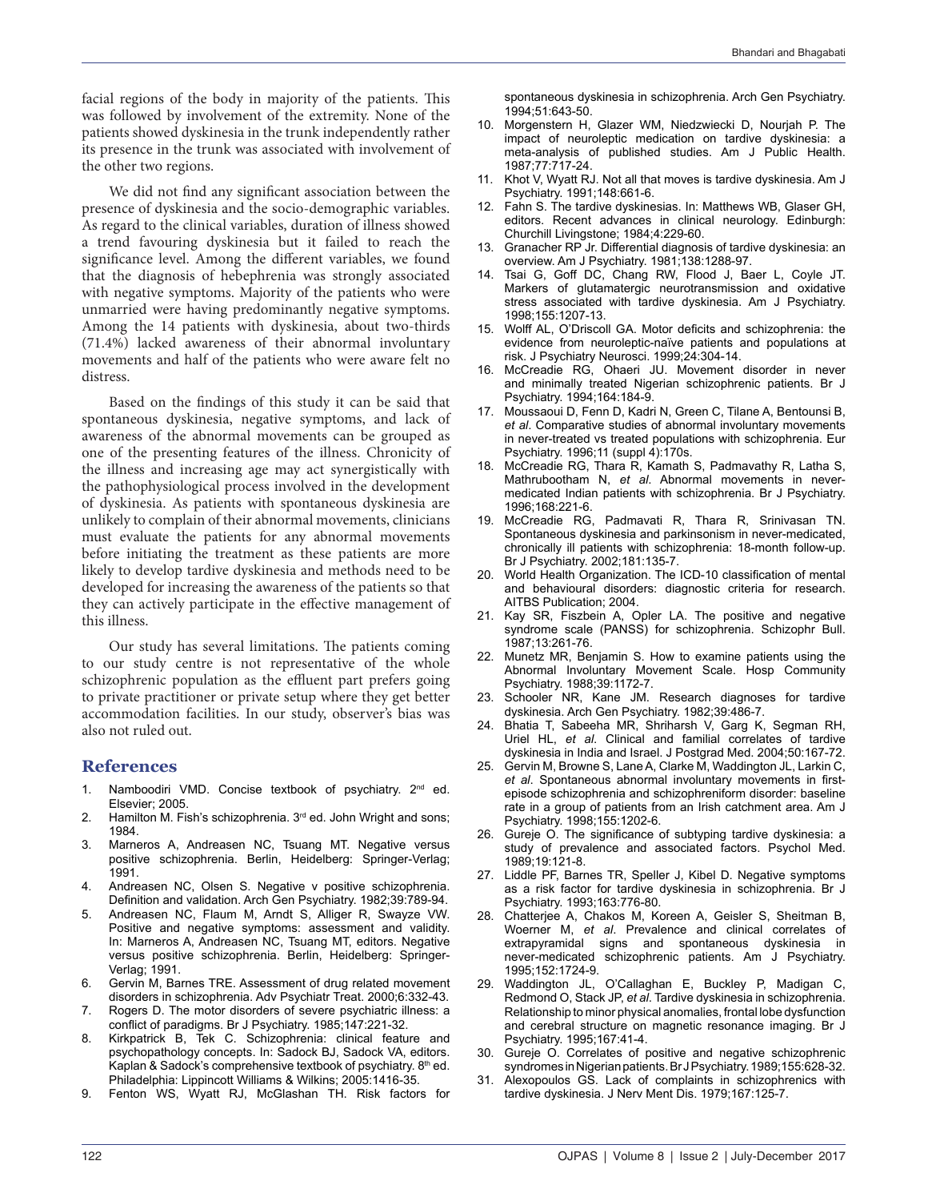facial regions of the body in majority of the patients. This was followed by involvement of the extremity. None of the patients showed dyskinesia in the trunk independently rather its presence in the trunk was associated with involvement of the other two regions.

We did not find any significant association between the presence of dyskinesia and the socio-demographic variables. As regard to the clinical variables, duration of illness showed a trend favouring dyskinesia but it failed to reach the significance level. Among the different variables, we found that the diagnosis of hebephrenia was strongly associated with negative symptoms. Majority of the patients who were unmarried were having predominantly negative symptoms. Among the 14 patients with dyskinesia, about two-thirds (71.4%) lacked awareness of their abnormal involuntary movements and half of the patients who were aware felt no distress.

Based on the findings of this study it can be said that spontaneous dyskinesia, negative symptoms, and lack of awareness of the abnormal movements can be grouped as one of the presenting features of the illness. Chronicity of the illness and increasing age may act synergistically with the pathophysiological process involved in the development of dyskinesia. As patients with spontaneous dyskinesia are unlikely to complain of their abnormal movements, clinicians must evaluate the patients for any abnormal movements before initiating the treatment as these patients are more likely to develop tardive dyskinesia and methods need to be developed for increasing the awareness of the patients so that they can actively participate in the effective management of this illness.

Our study has several limitations. The patients coming to our study centre is not representative of the whole schizophrenic population as the effluent part prefers going to private practitioner or private setup where they get better accommodation facilities. In our study, observer's bias was also not ruled out.

## References

1. Namboodiri VMD. Concise textbook of psychiatry. 2nd ed. Elsevier; 2005.
2. Hamilton M. Fish's schizophrenia. 3rd ed. John Wright and sons; 1984.
3. Marneros A, Andreasen NC, Tsuang MT. Negative versus positive schizophrenia. Berlin, Heidelberg: Springer-Verlag; 1991.
4. Andreasen NC, Olsen S. Negative v positive schizophrenia. Definition and validation. Arch Gen Psychiatry. 1982;39:789-94.
5. Andreasen NC, Flaum M, Arndt S, Alliger R, Swayze VW. Positive and negative symptoms: assessment and validity. In: Marneros A, Andreasen NC, Tsuang MT, editors. Negative versus positive schizophrenia. Berlin, Heidelberg: Springer-Verlag; 1991.
6. Gervin M, Barnes TRE. Assessment of drug related movement disorders in schizophrenia. Adv Psychiatr Treat. 2000;6:332-43.
7. Rogers D. The motor disorders of severe psychiatric illness: a conflict of paradigms. Br J Psychiatry. 1985;147:221-32.
8. Kirkpatrick B, Tek C. Schizophrenia: clinical feature and psychopathology concepts. In: Sadock BJ, Sadock VA, editors. Kaplan & Sadock's comprehensive textbook of psychiatry. 8th ed. Philadelphia: Lippincott Williams & Wilkins; 2005:1416-35.
9. Fenton WS, Wyatt RJ, McGlashan TH. Risk factors for spontaneous dyskinesia in schizophrenia. Arch Gen Psychiatry. 1994;51:643-50.
10. Morgenstern H, Glazer WM, Niedzwiecki D, Nourjah P. The impact of neuroleptic medication on tardive dyskinesia: a meta-analysis of published studies. Am J Public Health. 1987;77:717-24.
11. Khot V, Wyatt RJ. Not all that moves is tardive dyskinesia. Am J Psychiatry. 1991;148:661-6.
12. Fahn S. The tardive dyskinesias. In: Matthews WB, Glaser GH, editors. Recent advances in clinical neurology. Edinburgh: Churchill Livingstone; 1984;4:229-60.
13. Granacher RP Jr. Differential diagnosis of tardive dyskinesia: an overview. Am J Psychiatry. 1981;138:1288-97.
14. Tsai G, Goff DC, Chang RW, Flood J, Baer L, Coyle JT. Markers of glutamatergic neurotransmission and oxidative stress associated with tardive dyskinesia. Am J Psychiatry. 1998;155:1207-13.
15. Wolff AL, O'Driscoll GA. Motor deficits and schizophrenia: the evidence from neuroleptic-naïve patients and populations at risk. J Psychiatry Neurosci. 1999;24:304-14.
16. McCreadie RG, Ohaeri JU. Movement disorder in never and minimally treated Nigerian schizophrenic patients. Br J Psychiatry. 1994;164:184-9.
17. Moussaoui D, Fenn D, Kadri N, Green C, Tilane A, Bentounsi B, *et al*. Comparative studies of abnormal involuntary movements in never-treated vs treated populations with schizophrenia. Eur Psychiatry. 1996;11 (suppl 4):170s.
18. McCreadie RG, Thara R, Kamath S, Padmavathy R, Latha S, Mathrubootham N, *et al*. Abnormal movements in never-medicated Indian patients with schizophrenia. Br J Psychiatry. 1996;168:221-6.
19. McCreadie RG, Padmavati R, Thara R, Srinivasan TN. Spontaneous dyskinesia and parkinsonism in never-medicated, chronically ill patients with schizophrenia: 18-month follow-up. Br J Psychiatry. 2002;181:135-7.
20. World Health Organization. The ICD-10 classification of mental and behavioural disorders: diagnostic criteria for research. AITBS Publication; 2004.
21. Kay SR, Fiszbein A, Opler LA. The positive and negative syndrome scale (PANSS) for schizophrenia. Schizophr Bull. 1987;13:261-76.
22. Munetz MR, Benjamin S. How to examine patients using the Abnormal Involuntary Movement Scale. Hosp Community Psychiatry. 1988;39:1172-7.
23. Schooler NR, Kane JM. Research diagnoses for tardive dyskinesia. Arch Gen Psychiatry. 1982;39:486-7.
24. Bhatia T, Sabeeha MR, Shriharsh V, Garg K, Segman RH, Uriel HL, *et al*. Clinical and familial correlates of tardive dyskinesia in India and Israel. J Postgrad Med. 2004;50:167-72.
25. Gervin M, Browne S, Lane A, Clarke M, Waddington JL, Larkin C, *et al*. Spontaneous abnormal involuntary movements in first-episode schizophrenia and schizophreniform disorder: baseline rate in a group of patients from an Irish catchment area. Am J Psychiatry. 1998;155:1202-6.
26. Gureje O. The significance of subtyping tardive dyskinesia: a study of prevalence and associated factors. Psychol Med. 1989;19:121-8.
27. Liddle PF, Barnes TR, Speller J, Kibel D. Negative symptoms as a risk factor for tardive dyskinesia in schizophrenia. Br J Psychiatry. 1993;163:776-80.
28. Chatterjee A, Chakos M, Koreen A, Geisler S, Sheitman B, Woerner M, *et al*. Prevalence and clinical correlates of extrapyramidal signs and spontaneous dyskinesia in never-medicated schizophrenic patients. Am J Psychiatry. 1995;152:1724-9.
29. Waddington JL, O'Callaghan E, Buckley P, Madigan C, Redmond O, Stack JP, *et al*. Tardive dyskinesia in schizophrenia. Relationship to minor physical anomalies, frontal lobe dysfunction and cerebral structure on magnetic resonance imaging. Br J Psychiatry. 1995;167:41-4.
30. Gureje O. Correlates of positive and negative schizophrenic syndromes in Nigerian patients. Br J Psychiatry. 1989;155:628-32.
31. Alexopoulos GS. Lack of complaints in schizophrenics with tardive dyskinesia. J Nerv Ment Dis. 1979;167:125-7.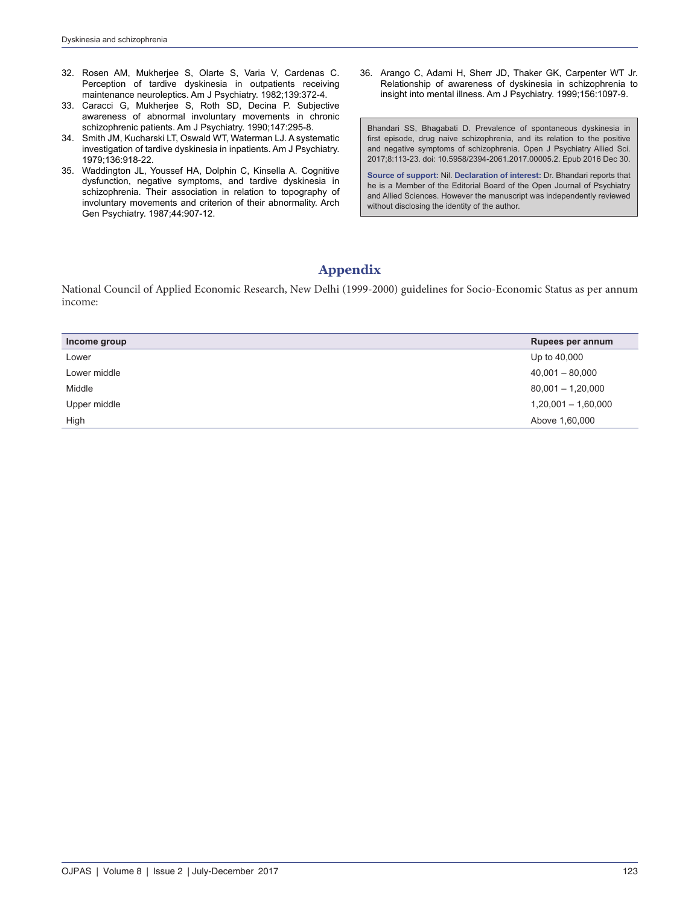32. Rosen AM, Mukherjee S, Olarte S, Varia V, Cardenas C. Perception of tardive dyskinesia in outpatients receiving maintenance neuroleptics. Am J Psychiatry. 1982;139:372-4.
33. Caracci G, Mukherjee S, Roth SD, Decina P. Subjective awareness of abnormal involuntary movements in chronic schizophrenic patients. Am J Psychiatry. 1990;147:295-8.
34. Smith JM, Kucharski LT, Oswald WT, Waterman LJ. A systematic investigation of tardive dyskinesia in inpatients. Am J Psychiatry. 1979;136:918-22.
35. Waddington JL, Youssef HA, Dolphin C, Kinsella A. Cognitive dysfunction, negative symptoms, and tardive dyskinesia in schizophrenia. Their association in relation to topography of involuntary movements and criterion of their abnormality. Arch Gen Psychiatry. 1987;44:907-12.
36. Arango C, Adami H, Sherr JD, Thaker GK, Carpenter WT Jr. Relationship of awareness of dyskinesia in schizophrenia to insight into mental illness. Am J Psychiatry. 1999;156:1097-9.

Bhandari SS, Bhagabati D. Prevalence of spontaneous dyskinesia in first episode, drug naive schizophrenia, and its relation to the positive and negative symptoms of schizophrenia. Open J Psychiatry Allied Sci. 2017;8:113-23. doi: 10.5958/2394-2061.2017.00005.2. Epub 2016 Dec 30.

**Source of support:** Nil. **Declaration of interest:** Dr. Bhandari reports that he is a Member of the Editorial Board of the Open Journal of Psychiatry and Allied Sciences. However the manuscript was independently reviewed without disclosing the identity of the author.

## Appendix

National Council of Applied Economic Research, New Delhi (1999-2000) guidelines for Socio-Economic Status as per annum income:

| Income group | Rupees per annum |
|---|---|
| Lower | Up to 40,000 |
| Lower middle | 40,001 – 80,000 |
| Middle | 80,001 – 1,20,000 |
| Upper middle | 1,20,001 – 1,60,000 |
| High | Above 1,60,000 |